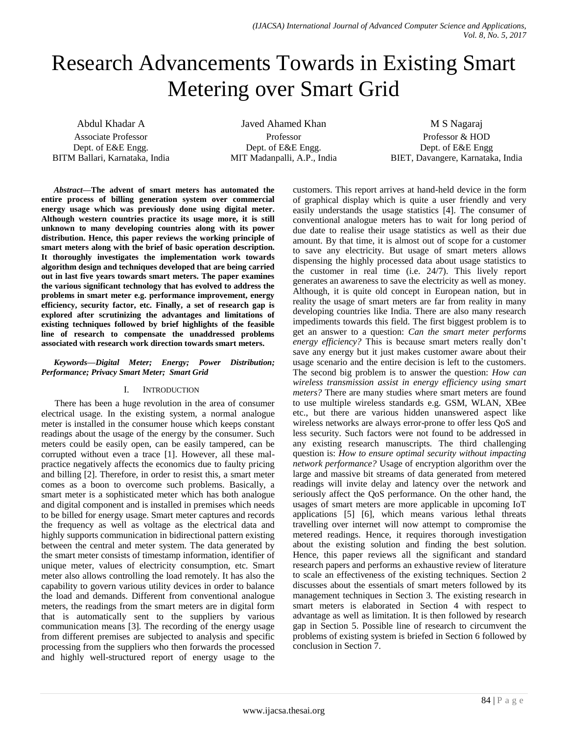# Research Advancements Towards in Existing Smart Metering over Smart Grid

Abdul Khadar A
Associate Professor
Dept. of E&E Engg.
BITM Ballari, Karnataka, India

Javed Ahamed Khan
Professor
Dept. of E&E Engg.
MIT Madanpalli, A.P., India

M S Nagaraj
Professor & HOD
Dept. of E&E Engg
BIET, Davangere, Karnataka, India

***Abstract*—The advent of smart meters has automated the entire process of billing generation system over commercial energy usage which was previously done using digital meter. Although western countries practice its usage more, it is still unknown to many developing countries along with its power distribution. Hence, this paper reviews the working principle of smart meters along with the brief of basic operation description. It thoroughly investigates the implementation work towards algorithm design and techniques developed that are being carried out in last five years towards smart meters. The paper examines the various significant technology that has evolved to address the problems in smart meter e.g. performance improvement, energy efficiency, security factor, etc. Finally, a set of research gap is explored after scrutinizing the advantages and limitations of existing techniques followed by brief highlights of the feasible line of research to compensate the unaddressed problems associated with research work direction towards smart meters.**

***Keywords—Digital Meter; Energy; Power Distribution; Performance; Privacy Smart Meter; Smart Grid***

## I. Introduction

There has been a huge revolution in the area of consumer electrical usage. In the existing system, a normal analogue meter is installed in the consumer house which keeps constant readings about the usage of the energy by the consumer. Such meters could be easily open, can be easily tampered, can be corrupted without even a trace [1]. However, all these mal-practice negatively affects the economics due to faulty pricing and billing [2]. Therefore, in order to resist this, a smart meter comes as a boon to overcome such problems. Basically, a smart meter is a sophisticated meter which has both analogue and digital component and is installed in premises which needs to be billed for energy usage. Smart meter captures and records the frequency as well as voltage as the electrical data and highly supports communication in bidirectional pattern existing between the central and meter system. The data generated by the smart meter consists of timestamp information, identifier of unique meter, values of electricity consumption, etc. Smart meter also allows controlling the load remotely. It has also the capability to govern various utility devices in order to balance the load and demands. Different from conventional analogue meters, the readings from the smart meters are in digital form that is automatically sent to the suppliers by various communication means [3]. The recording of the energy usage from different premises are subjected to analysis and specific processing from the suppliers who then forwards the processed and highly well-structured report of energy usage to the customers. This report arrives at hand-held device in the form of graphical display which is quite a user friendly and very easily understands the usage statistics [4]. The consumer of conventional analogue meters has to wait for long period of due date to realise their usage statistics as well as their due amount. By that time, it is almost out of scope for a customer to save any electricity. But usage of smart meters allows dispensing the highly processed data about usage statistics to the customer in real time (i.e. 24/7). This lively report generates an awareness to save the electricity as well as money. Although, it is quite old concept in European nation, but in reality the usage of smart meters are far from reality in many developing countries like India. There are also many research impediments towards this field. The first biggest problem is to get an answer to a question: *Can the smart meter performs energy efficiency?* This is because smart meters really don't save any energy but it just makes customer aware about their usage scenario and the entire decision is left to the customers. The second big problem is to answer the question: *How can wireless transmission assist in energy efficiency using smart meters?* There are many studies where smart meters are found to use multiple wireless standards e.g. GSM, WLAN, XBee etc., but there are various hidden unanswered aspect like wireless networks are always error-prone to offer less QoS and less security. Such factors were not found to be addressed in any existing research manuscripts. The third challenging question is: *How to ensure optimal security without impacting network performance?* Usage of encryption algorithm over the large and massive bit streams of data generated from metered readings will invite delay and latency over the network and seriously affect the QoS performance. On the other hand, the usages of smart meters are more applicable in upcoming IoT applications [5] [6], which means various lethal threats travelling over internet will now attempt to compromise the metered readings. Hence, it requires thorough investigation about the existing solution and finding the best solution. Hence, this paper reviews all the significant and standard research papers and performs an exhaustive review of literature to scale an effectiveness of the existing techniques. Section 2 discusses about the essentials of smart meters followed by its management techniques in Section 3. The existing research in smart meters is elaborated in Section 4 with respect to advantage as well as limitation. It is then followed by research gap in Section 5. Possible line of research to circumvent the problems of existing system is briefed in Section 6 followed by conclusion in Section 7.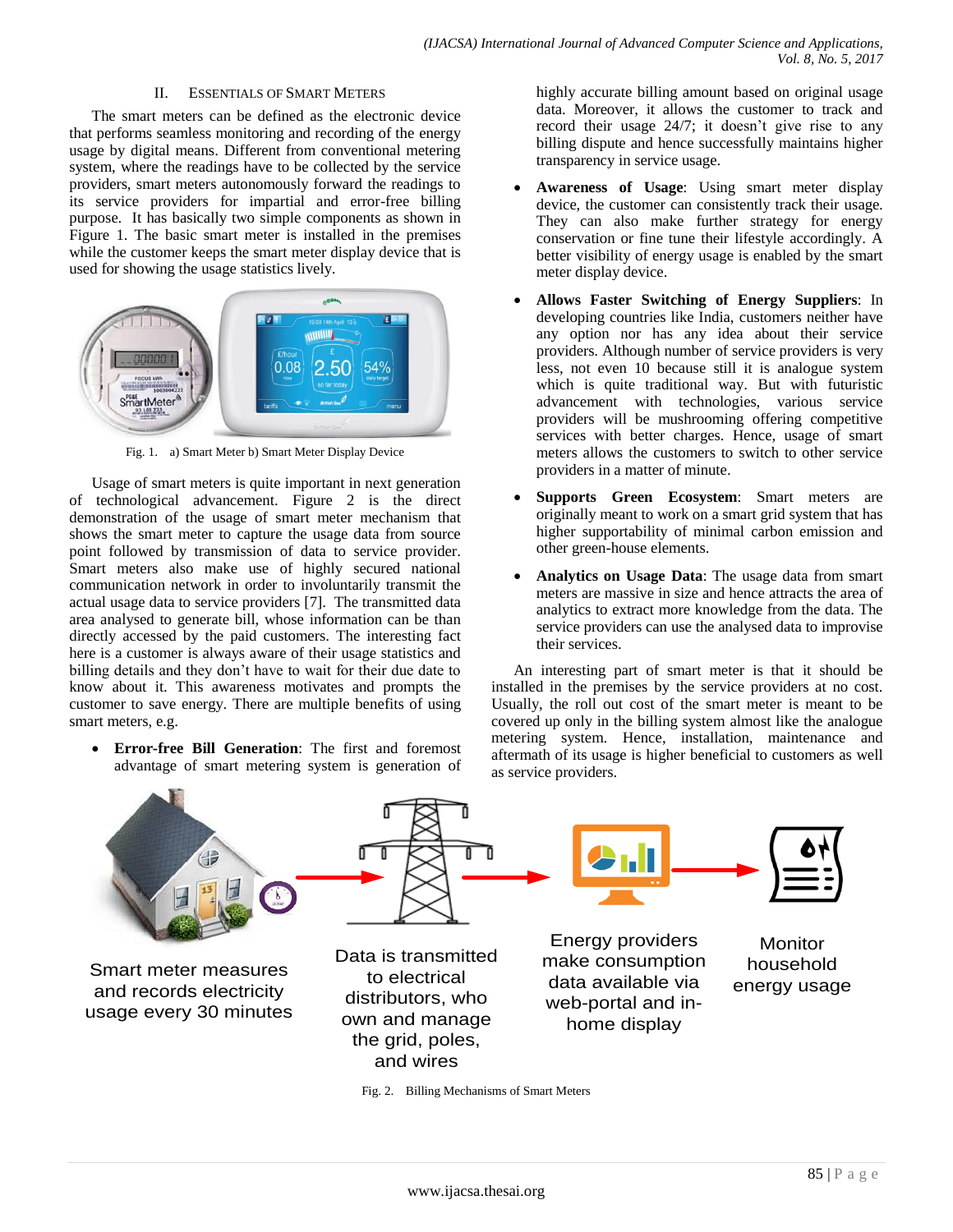## II. Essentials of Smart Meters

The smart meters can be defined as the electronic device that performs seamless monitoring and recording of the energy usage by digital means. Different from conventional metering system, where the readings have to be collected by the service providers, smart meters autonomously forward the readings to its service providers for impartial and error-free billing purpose. It has basically two simple components as shown in Figure 1. The basic smart meter is installed in the premises while the customer keeps the smart meter display device that is used for showing the usage statistics lively.

Fig. 1. a) Smart Meter b) Smart Meter Display Device

Usage of smart meters is quite important in next generation of technological advancement. Figure 2 is the direct demonstration of the usage of smart meter mechanism that shows the smart meter to capture the usage data from source point followed by transmission of data to service provider. Smart meters also make use of highly secured national communication network in order to involuntarily transmit the actual usage data to service providers [7]. The transmitted data area analysed to generate bill, whose information can be than directly accessed by the paid customers. The interesting fact here is a customer is always aware of their usage statistics and billing details and they don't have to wait for their due date to know about it. This awareness motivates and prompts the customer to save energy. There are multiple benefits of using smart meters, e.g.

- **Error-free Bill Generation**: The first and foremost advantage of smart metering system is generation of highly accurate billing amount based on original usage data. Moreover, it allows the customer to track and record their usage 24/7; it doesn't give rise to any billing dispute and hence successfully maintains higher transparency in service usage.
- **Awareness of Usage**: Using smart meter display device, the customer can consistently track their usage. They can also make further strategy for energy conservation or fine tune their lifestyle accordingly. A better visibility of energy usage is enabled by the smart meter display device.
- **Allows Faster Switching of Energy Suppliers**: In developing countries like India, customers neither have any option nor has any idea about their service providers. Although number of service providers is very less, not even 10 because still it is analogue system which is quite traditional way. But with futuristic advancement with technologies, various service providers will be mushrooming offering competitive services with better charges. Hence, usage of smart meters allows the customers to switch to other service providers in a matter of minute.
- **Supports Green Ecosystem**: Smart meters are originally meant to work on a smart grid system that has higher supportability of minimal carbon emission and other green-house elements.
- **Analytics on Usage Data**: The usage data from smart meters are massive in size and hence attracts the area of analytics to extract more knowledge from the data. The service providers can use the analysed data to improvise their services.

An interesting part of smart meter is that it should be installed in the premises by the service providers at no cost. Usually, the roll out cost of the smart meter is meant to be covered up only in the billing system almost like the analogue metering system. Hence, installation, maintenance and aftermath of its usage is higher beneficial to customers as well as service providers.

Fig. 2. Billing Mechanisms of Smart Meters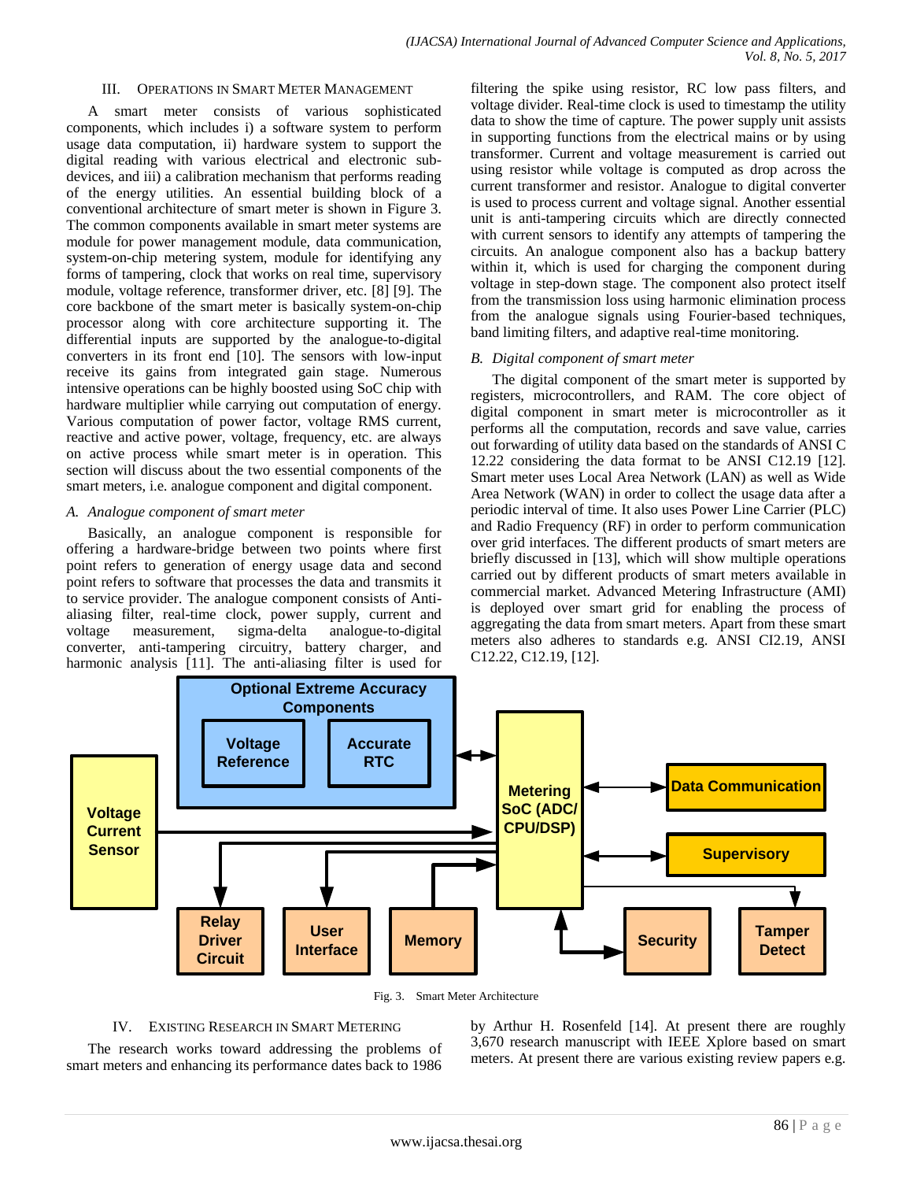## III. Operations in Smart Meter Management

A smart meter consists of various sophisticated components, which includes i) a software system to perform usage data computation, ii) hardware system to support the digital reading with various electrical and electronic sub-devices, and iii) a calibration mechanism that performs reading of the energy utilities. An essential building block of a conventional architecture of smart meter is shown in Figure 3. The common components available in smart meter systems are module for power management module, data communication, system-on-chip metering system, module for identifying any forms of tampering, clock that works on real time, supervisory module, voltage reference, transformer driver, etc. [8] [9]. The core backbone of the smart meter is basically system-on-chip processor along with core architecture supporting it. The differential inputs are supported by the analogue-to-digital converters in its front end [10]. The sensors with low-input receive its gains from integrated gain stage. Numerous intensive operations can be highly boosted using SoC chip with hardware multiplier while carrying out computation of energy. Various computation of power factor, voltage RMS current, reactive and active power, voltage, frequency, etc. are always on active process while smart meter is in operation. This section will discuss about the two essential components of the smart meters, i.e. analogue component and digital component.

### A. Analogue component of smart meter

Basically, an analogue component is responsible for offering a hardware-bridge between two points where first point refers to generation of energy usage data and second point refers to software that processes the data and transmits it to service provider. The analogue component consists of Anti-aliasing filter, real-time clock, power supply, current and voltage measurement, sigma-delta analogue-to-digital converter, anti-tampering circuitry, battery charger, and harmonic analysis [11]. The anti-aliasing filter is used for filtering the spike using resistor, RC low pass filters, and voltage divider. Real-time clock is used to timestamp the utility data to show the time of capture. The power supply unit assists in supporting functions from the electrical mains or by using transformer. Current and voltage measurement is carried out using resistor while voltage is computed as drop across the current transformer and resistor. Analogue to digital converter is used to process current and voltage signal. Another essential unit is anti-tampering circuits which are directly connected with current sensors to identify any attempts of tampering the circuits. An analogue component also has a backup battery within it, which is used for charging the component during voltage in step-down stage. The component also protect itself from the transmission loss using harmonic elimination process from the analogue signals using Fourier-based techniques, band limiting filters, and adaptive real-time monitoring.

### B. Digital component of smart meter

The digital component of the smart meter is supported by registers, microcontrollers, and RAM. The core object of digital component in smart meter is microcontroller as it performs all the computation, records and save value, carries out forwarding of utility data based on the standards of ANSI C 12.22 considering the data format to be ANSI C12.19 [12]. Smart meter uses Local Area Network (LAN) as well as Wide Area Network (WAN) in order to collect the usage data after a periodic interval of time. It also uses Power Line Carrier (PLC) and Radio Frequency (RF) in order to perform communication over grid interfaces. The different products of smart meters are briefly discussed in [13], which will show multiple operations carried out by different products of smart meters available in commercial market. Advanced Metering Infrastructure (AMI) is deployed over smart grid for enabling the process of aggregating the data from smart meters. Apart from these smart meters also adheres to standards e.g. ANSI CI2.19, ANSI C12.22, C12.19, [12].

Fig. 3. Smart Meter Architecture

## IV. Existing Research in Smart Metering

The research works toward addressing the problems of smart meters and enhancing its performance dates back to 1986 by Arthur H. Rosenfeld [14]. At present there are roughly 3,670 research manuscript with IEEE Xplore based on smart meters. At present there are various existing review papers e.g.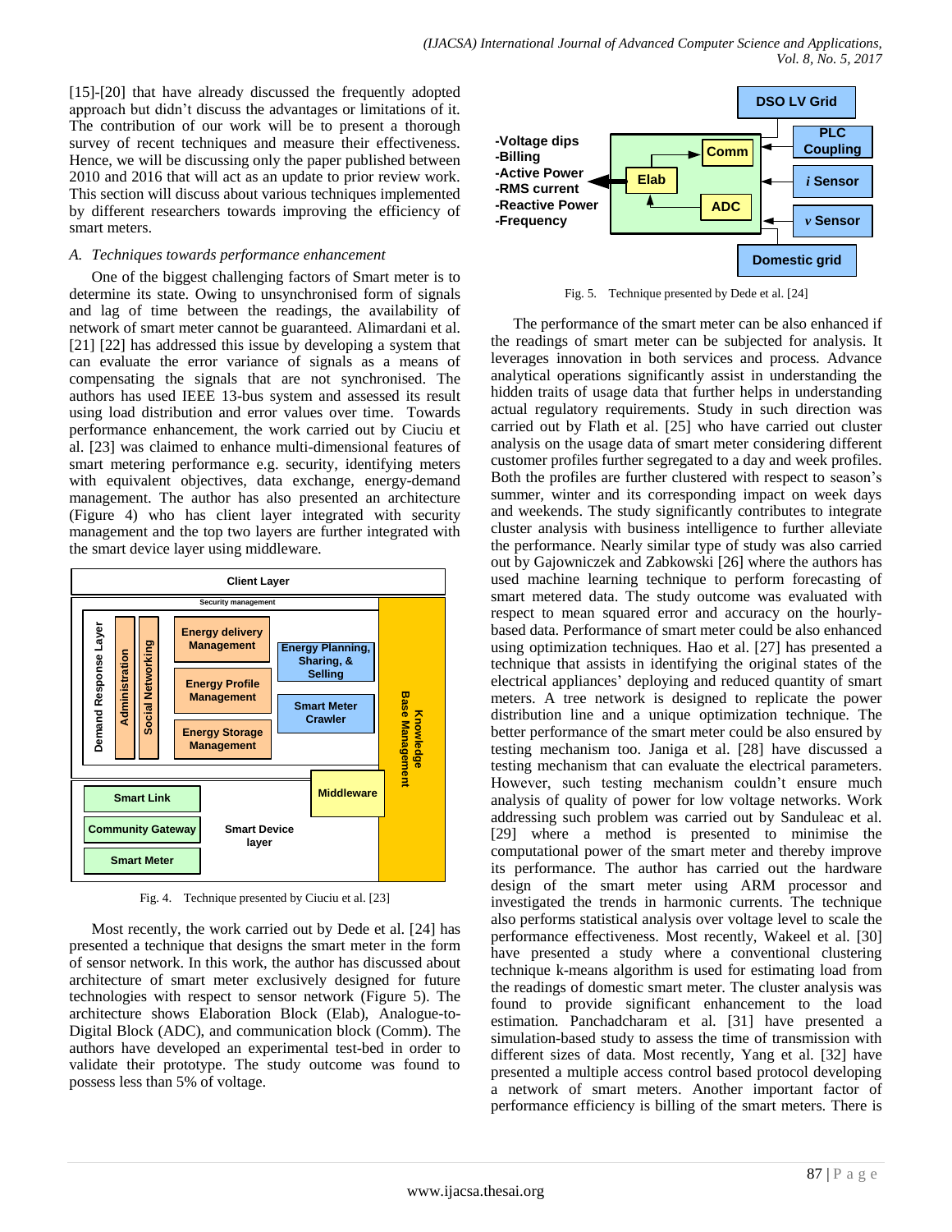[15]-[20] that have already discussed the frequently adopted approach but didn't discuss the advantages or limitations of it. The contribution of our work will be to present a thorough survey of recent techniques and measure their effectiveness. Hence, we will be discussing only the paper published between 2010 and 2016 that will act as an update to prior review work. This section will discuss about various techniques implemented by different researchers towards improving the efficiency of smart meters.

### *A. Techniques towards performance enhancement*

One of the biggest challenging factors of Smart meter is to determine its state. Owing to unsynchronised form of signals and lag of time between the readings, the availability of network of smart meter cannot be guaranteed. Alimardani et al. [21] [22] has addressed this issue by developing a system that can evaluate the error variance of signals as a means of compensating the signals that are not synchronised. The authors has used IEEE 13-bus system and assessed its result using load distribution and error values over time. Towards performance enhancement, the work carried out by Ciuciu et al. [23] was claimed to enhance multi-dimensional features of smart metering performance e.g. security, identifying meters with equivalent objectives, data exchange, energy-demand management. The author has also presented an architecture (Figure 4) who has client layer integrated with security management and the top two layers are further integrated with the smart device layer using middleware.

Fig. 4. Technique presented by Ciuciu et al. [23]

Most recently, the work carried out by Dede et al. [24] has presented a technique that designs the smart meter in the form of sensor network. In this work, the author has discussed about architecture of smart meter exclusively designed for future technologies with respect to sensor network (Figure 5). The architecture shows Elaboration Block (Elab), Analogue-to-Digital Block (ADC), and communication block (Comm). The authors have developed an experimental test-bed in order to validate their prototype. The study outcome was found to possess less than 5% of voltage.

Fig. 5. Technique presented by Dede et al. [24]

The performance of the smart meter can be also enhanced if the readings of smart meter can be subjected for analysis. It leverages innovation in both services and process. Advance analytical operations significantly assist in understanding the hidden traits of usage data that further helps in understanding actual regulatory requirements. Study in such direction was carried out by Flath et al. [25] who have carried out cluster analysis on the usage data of smart meter considering different customer profiles further segregated to a day and week profiles. Both the profiles are further clustered with respect to season's summer, winter and its corresponding impact on week days and weekends. The study significantly contributes to integrate cluster analysis with business intelligence to further alleviate the performance. Nearly similar type of study was also carried out by Gajowniczek and Zabkowski [26] where the authors has used machine learning technique to perform forecasting of smart metered data. The study outcome was evaluated with respect to mean squared error and accuracy on the hourly-based data. Performance of smart meter could be also enhanced using optimization techniques. Hao et al. [27] has presented a technique that assists in identifying the original states of the electrical appliances' deploying and reduced quantity of smart meters. A tree network is designed to replicate the power distribution line and a unique optimization technique. The better performance of the smart meter could be also ensured by testing mechanism too. Janiga et al. [28] have discussed a testing mechanism that can evaluate the electrical parameters. However, such testing mechanism couldn't ensure much analysis of quality of power for low voltage networks. Work addressing such problem was carried out by Sanduleac et al. [29] where a method is presented to minimise the computational power of the smart meter and thereby improve its performance. The author has carried out the hardware design of the smart meter using ARM processor and investigated the trends in harmonic currents. The technique also performs statistical analysis over voltage level to scale the performance effectiveness. Most recently, Wakeel et al. [30] have presented a study where a conventional clustering technique k-means algorithm is used for estimating load from the readings of domestic smart meter. The cluster analysis was found to provide significant enhancement to the load estimation. Panchadcharam et al. [31] have presented a simulation-based study to assess the time of transmission with different sizes of data. Most recently, Yang et al. [32] have presented a multiple access control based protocol developing a network of smart meters. Another important factor of performance efficiency is billing of the smart meters. There is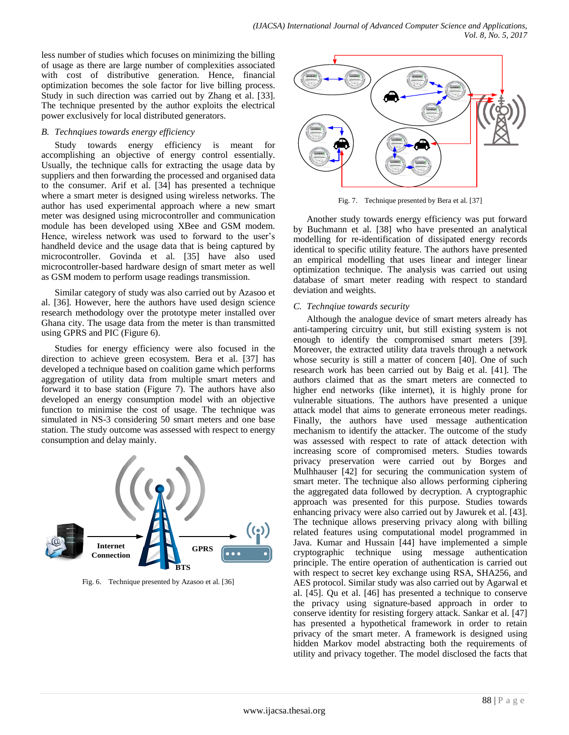less number of studies which focuses on minimizing the billing of usage as there are large number of complexities associated with cost of distributive generation. Hence, financial optimization becomes the sole factor for live billing process. Study in such direction was carried out by Zhang et al. [33]. The technique presented by the author exploits the electrical power exclusively for local distributed generators.

### *B. Technqiues towards energy efficiency*

Study towards energy efficiency is meant for accomplishing an objective of energy control essentially. Usually, the technique calls for extracting the usage data by suppliers and then forwarding the processed and organised data to the consumer. Arif et al. [34] has presented a technique where a smart meter is designed using wireless networks. The author has used experimental approach where a new smart meter was designed using microcontroller and communication module has been developed using XBee and GSM modem. Hence, wireless network was used to forward to the user's handheld device and the usage data that is being captured by microcontroller. Govinda et al. [35] have also used microcontroller-based hardware design of smart meter as well as GSM modem to perform usage readings transmission.

Similar category of study was also carried out by Azasoo et al. [36]. However, here the authors have used design science research methodology over the prototype meter installed over Ghana city. The usage data from the meter is than transmitted using GPRS and PIC (Figure 6).

Studies for energy efficiency were also focused in the direction to achieve green ecosystem. Bera et al. [37] has developed a technique based on coalition game which performs aggregation of utility data from multiple smart meters and forward it to base station (Figure 7). The authors have also developed an energy consumption model with an objective function to minimise the cost of usage. The technique was simulated in NS-3 considering 50 smart meters and one base station. The study outcome was assessed with respect to energy consumption and delay mainly.

Fig. 6. Technique presented by Azasoo et al. [36]

Fig. 7. Technique presented by Bera et al. [37]

Another study towards energy efficiency was put forward by Buchmann et al. [38] who have presented an analytical modelling for re-identification of dissipated energy records identical to specific utility feature. The authors have presented an empirical modelling that uses linear and integer linear optimization technique. The analysis was carried out using database of smart meter reading with respect to standard deviation and weights.

### *C. Technqiue towards security*

Although the analogue device of smart meters already has anti-tampering circuitry unit, but still existing system is not enough to identify the compromised smart meters [39]. Moreover, the extracted utility data travels through a network whose security is still a matter of concern [40]. One of such research work has been carried out by Baig et al. [41]. The authors claimed that as the smart meters are connected to higher end networks (like internet), it is highly prone for vulnerable situations. The authors have presented a unique attack model that aims to generate erroneous meter readings. Finally, the authors have used message authentication mechanism to identify the attacker. The outcome of the study was assessed with respect to rate of attack detection with increasing score of compromised meters. Studies towards privacy preservation were carried out by Borges and Mulhhauser [42] for securing the communication system of smart meter. The technique also allows performing ciphering the aggregated data followed by decryption. A cryptographic approach was presented for this purpose. Studies towards enhancing privacy were also carried out by Jawurek et al. [43]. The technique allows preserving privacy along with billing related features using computational model programmed in Java. Kumar and Hussain [44] have implemented a simple cryptographic technique using message authentication principle. The entire operation of authentication is carried out with respect to secret key exchange using RSA, SHA256, and AES protocol. Similar study was also carried out by Agarwal et al. [45]. Qu et al. [46] has presented a technique to conserve the privacy using signature-based approach in order to conserve identity for resisting forgery attack. Sankar et al. [47] has presented a hypothetical framework in order to retain privacy of the smart meter. A framework is designed using hidden Markov model abstracting both the requirements of utility and privacy together. The model disclosed the facts that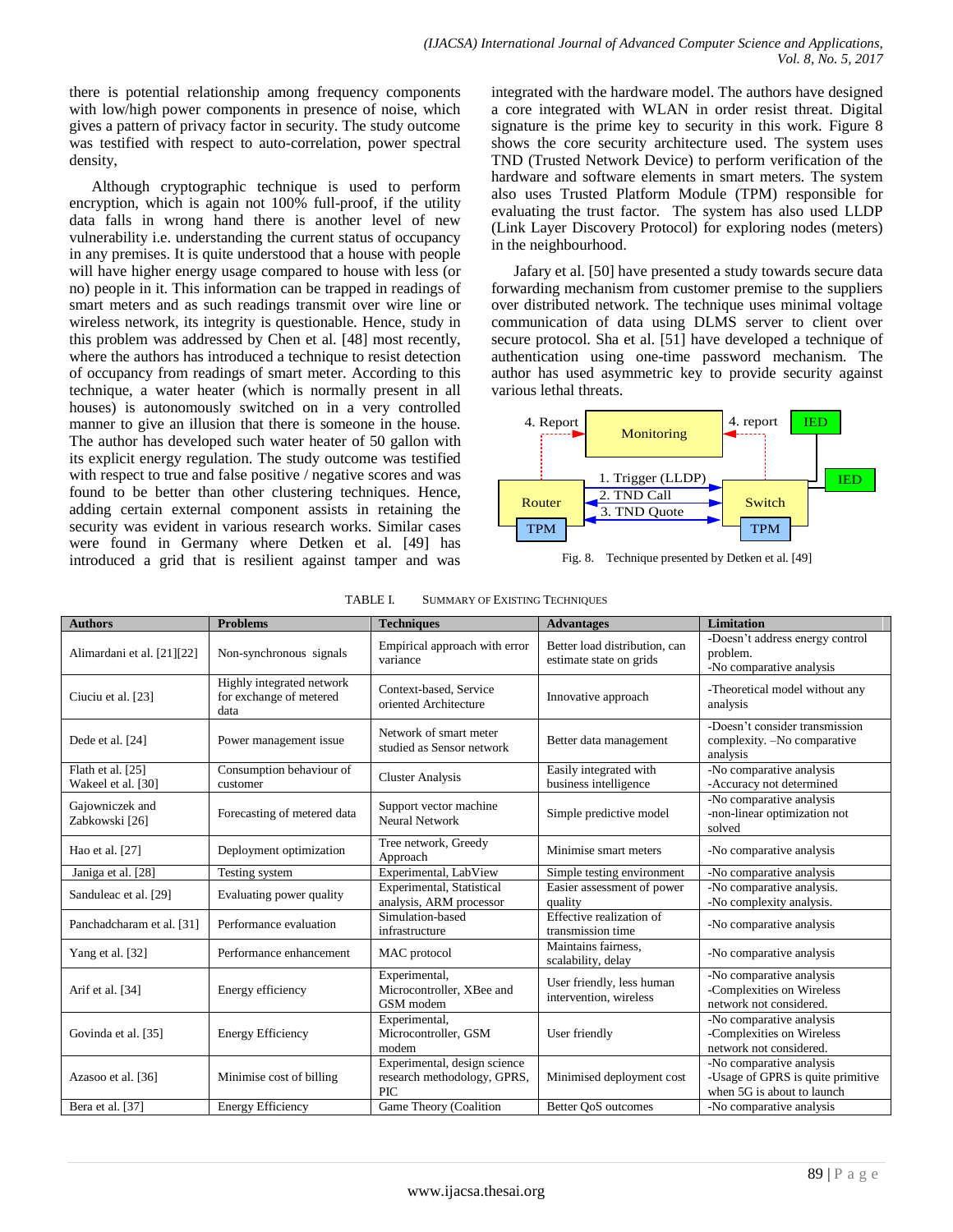there is potential relationship among frequency components with low/high power components in presence of noise, which gives a pattern of privacy factor in security. The study outcome was testified with respect to auto-correlation, power spectral density,

Although cryptographic technique is used to perform encryption, which is again not 100% full-proof, if the utility data falls in wrong hand there is another level of new vulnerability i.e. understanding the current status of occupancy in any premises. It is quite understood that a house with people will have higher energy usage compared to house with less (or no) people in it. This information can be trapped in readings of smart meters and as such readings transmit over wire line or wireless network, its integrity is questionable. Hence, study in this problem was addressed by Chen et al. [48] most recently, where the authors has introduced a technique to resist detection of occupancy from readings of smart meter. According to this technique, a water heater (which is normally present in all houses) is autonomously switched on in a very controlled manner to give an illusion that there is someone in the house. The author has developed such water heater of 50 gallon with its explicit energy regulation. The study outcome was testified with respect to true and false positive / negative scores and was found to be better than other clustering techniques. Hence, adding certain external component assists in retaining the security was evident in various research works. Similar cases were found in Germany where Detken et al. [49] has introduced a grid that is resilient against tamper and was integrated with the hardware model. The authors have designed a core integrated with WLAN in order resist threat. Digital signature is the prime key to security in this work. Figure 8 shows the core security architecture used. The system uses TND (Trusted Network Device) to perform verification of the hardware and software elements in smart meters. The system also uses Trusted Platform Module (TPM) responsible for evaluating the trust factor. The system has also used LLDP (Link Layer Discovery Protocol) for exploring nodes (meters) in the neighbourhood.

Jafary et al. [50] have presented a study towards secure data forwarding mechanism from customer premise to the suppliers over distributed network. The technique uses minimal voltage communication of data using DLMS server to client over secure protocol. Sha et al. [51] have developed a technique of authentication using one-time password mechanism. The author has used asymmetric key to provide security against various lethal threats.

Fig. 8. Technique presented by Detken et al. [49]

TABLE I. SUMMARY OF EXISTING TECHNIQUES

| Authors | Problems | Techniques | Advantages | Limitation |
|---|---|---|---|---|
| Alimardani et al. [21][22] | Non-synchronous signals | Empirical approach with error variance | Better load distribution, can estimate state on grids | -Doesn't address energy control problem. -No comparative analysis |
| Ciuciu et al. [23] | Highly integrated network for exchange of metered data | Context-based, Service oriented Architecture | Innovative approach | -Theoretical model without any analysis |
| Dede et al. [24] | Power management issue | Network of smart meter studied as Sensor network | Better data management | -Doesn't consider transmission complexity. –No comparative analysis |
| Flath et al. [25] Wakeel et al. [30] | Consumption behaviour of customer | Cluster Analysis | Easily integrated with business intelligence | -No comparative analysis -Accuracy not determined |
| Gajowniczek and Zabkowski [26] | Forecasting of metered data | Support vector machine Neural Network | Simple predictive model | -No comparative analysis -non-linear optimization not solved |
| Hao et al. [27] | Deployment optimization | Tree network, Greedy Approach | Minimise smart meters | -No comparative analysis |
| Janiga et al. [28] | Testing system | Experimental, LabView | Simple testing environment | -No comparative analysis |
| Sanduleac et al. [29] | Evaluating power quality | Experimental, Statistical analysis, ARM processor | Easier assessment of power quality | -No comparative analysis. -No complexity analysis. |
| Panchadcharam et al. [31] | Performance evaluation | Simulation-based infrastructure | Effective realization of transmission time | -No comparative analysis |
| Yang et al. [32] | Performance enhancement | MAC protocol | Maintains fairness, scalability, delay | -No comparative analysis |
| Arif et al. [34] | Energy efficiency | Experimental, Microcontroller, XBee and GSM modem | User friendly, less human intervention, wireless | -No comparative analysis -Complexities on Wireless network not considered. |
| Govinda et al. [35] | Energy Efficiency | Experimental, Microcontroller, GSM modem | User friendly | -No comparative analysis -Complexities on Wireless network not considered. |
| Azasoo et al. [36] | Minimise cost of billing | Experimental, design science research methodology, GPRS, PIC | Minimised deployment cost | -No comparative analysis -Usage of GPRS is quite primitive when 5G is about to launch |
| Bera et al. [37] | Energy Efficiency | Game Theory (Coalition | Better QoS outcomes | -No comparative analysis |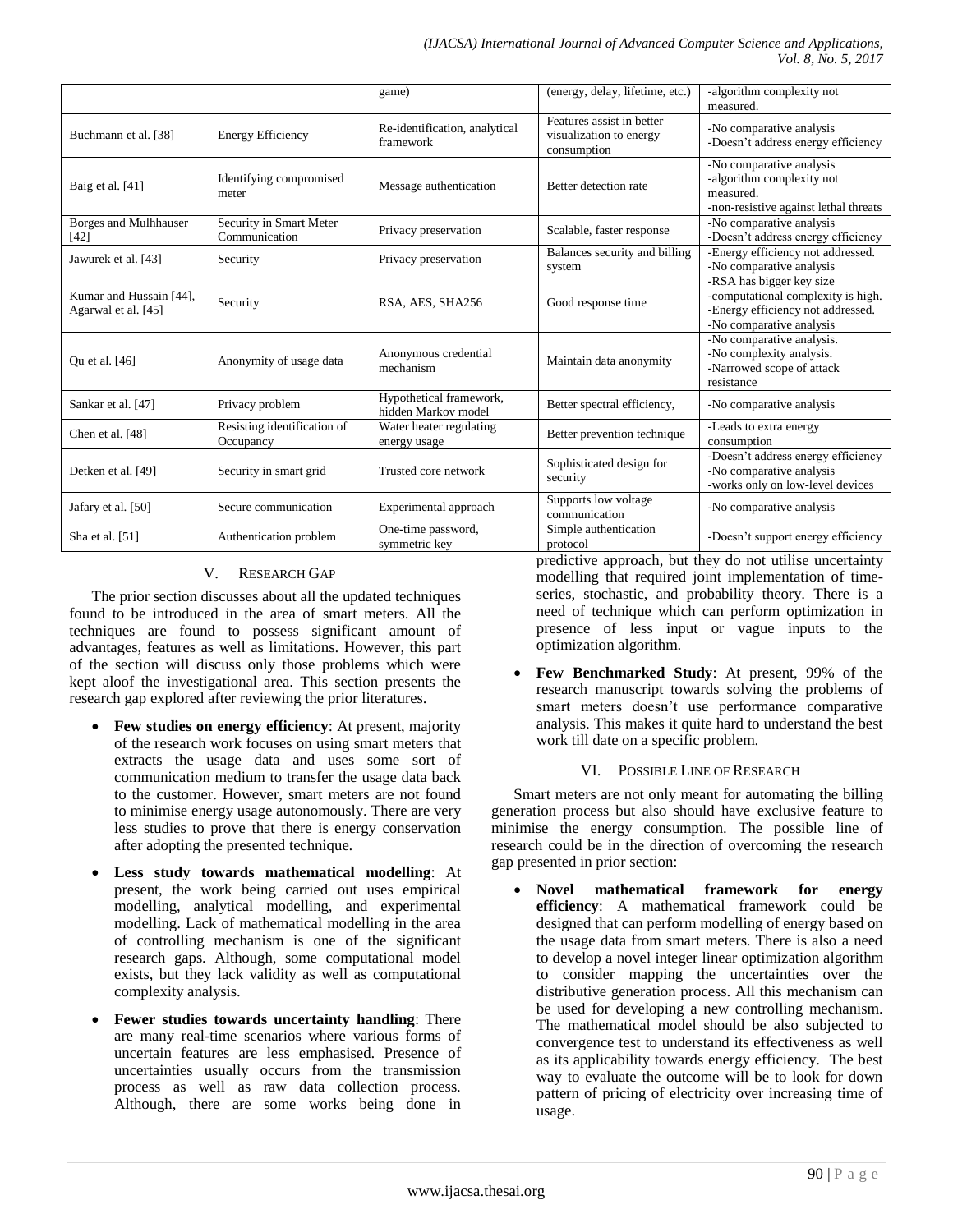|  |  | game) | (energy, delay, lifetime, etc.) | -algorithm complexity not measured. |
|---|---|---|---|---|
| Buchmann et al. [38] | Energy Efficiency | Re-identification, analytical framework | Features assist in better visualization to energy consumption | -No comparative analysis<br>-Doesn't address energy efficiency |
| Baig et al. [41] | Identifying compromised meter | Message authentication | Better detection rate | -No comparative analysis<br>-algorithm complexity not measured.<br>-non-resistive against lethal threats |
| Borges and Mulhhauser [42] | Security in Smart Meter Communication | Privacy preservation | Scalable, faster response | -No comparative analysis<br>-Doesn't address energy efficiency |
| Jawurek et al. [43] | Security | Privacy preservation | Balances security and billing system | -Energy efficiency not addressed.<br>-No comparative analysis |
| Kumar and Hussain [44], Agarwal et al. [45] | Security | RSA, AES, SHA256 | Good response time | -RSA has bigger key size<br>-computational complexity is high.<br>-Energy efficiency not addressed.<br>-No comparative analysis |
| Qu et al. [46] | Anonymity of usage data | Anonymous credential mechanism | Maintain data anonymity | -No comparative analysis.<br>-No complexity analysis.<br>-Narrowed scope of attack resistance |
| Sankar et al. [47] | Privacy problem | Hypothetical framework, hidden Markov model | Better spectral efficiency, | -No comparative analysis |
| Chen et al. [48] | Resisting identification of Occupancy | Water heater regulating energy usage | Better prevention technique | -Leads to extra energy consumption |
| Detken et al. [49] | Security in smart grid | Trusted core network | Sophisticated design for security | -Doesn't address energy efficiency<br>-No comparative analysis<br>-works only on low-level devices |
| Jafary et al. [50] | Secure communication | Experimental approach | Supports low voltage communication | -No comparative analysis |
| Sha et al. [51] | Authentication problem | One-time password, symmetric key | Simple authentication protocol | -Doesn't support energy efficiency |

## V. Research Gap

The prior section discusses about all the updated techniques found to be introduced in the area of smart meters. All the techniques are found to possess significant amount of advantages, features as well as limitations. However, this part of the section will discuss only those problems which were kept aloof the investigational area. This section presents the research gap explored after reviewing the prior literatures.

- **Few studies on energy efficiency**: At present, majority of the research work focuses on using smart meters that extracts the usage data and uses some sort of communication medium to transfer the usage data back to the customer. However, smart meters are not found to minimise energy usage autonomously. There are very less studies to prove that there is energy conservation after adopting the presented technique.
- **Less study towards mathematical modelling**: At present, the work being carried out uses empirical modelling, analytical modelling, and experimental modelling. Lack of mathematical modelling in the area of controlling mechanism is one of the significant research gaps. Although, some computational model exists, but they lack validity as well as computational complexity analysis.
- **Fewer studies towards uncertainty handling**: There are many real-time scenarios where various forms of uncertain features are less emphasised. Presence of uncertainties usually occurs from the transmission process as well as raw data collection process. Although, there are some works being done in predictive approach, but they do not utilise uncertainty modelling that required joint implementation of time-series, stochastic, and probability theory. There is a need of technique which can perform optimization in presence of less input or vague inputs to the optimization algorithm.
- **Few Benchmarked Study**: At present, 99% of the research manuscript towards solving the problems of smart meters doesn't use performance comparative analysis. This makes it quite hard to understand the best work till date on a specific problem.

## VI. Possible Line of Research

Smart meters are not only meant for automating the billing generation process but also should have exclusive feature to minimise the energy consumption. The possible line of research could be in the direction of overcoming the research gap presented in prior section:

- **Novel mathematical framework for energy efficiency**: A mathematical framework could be designed that can perform modelling of energy based on the usage data from smart meters. There is also a need to develop a novel integer linear optimization algorithm to consider mapping the uncertainties over the distributive generation process. All this mechanism can be used for developing a new controlling mechanism. The mathematical model should be also subjected to convergence test to understand its effectiveness as well as its applicability towards energy efficiency. The best way to evaluate the outcome will be to look for down pattern of pricing of electricity over increasing time of usage.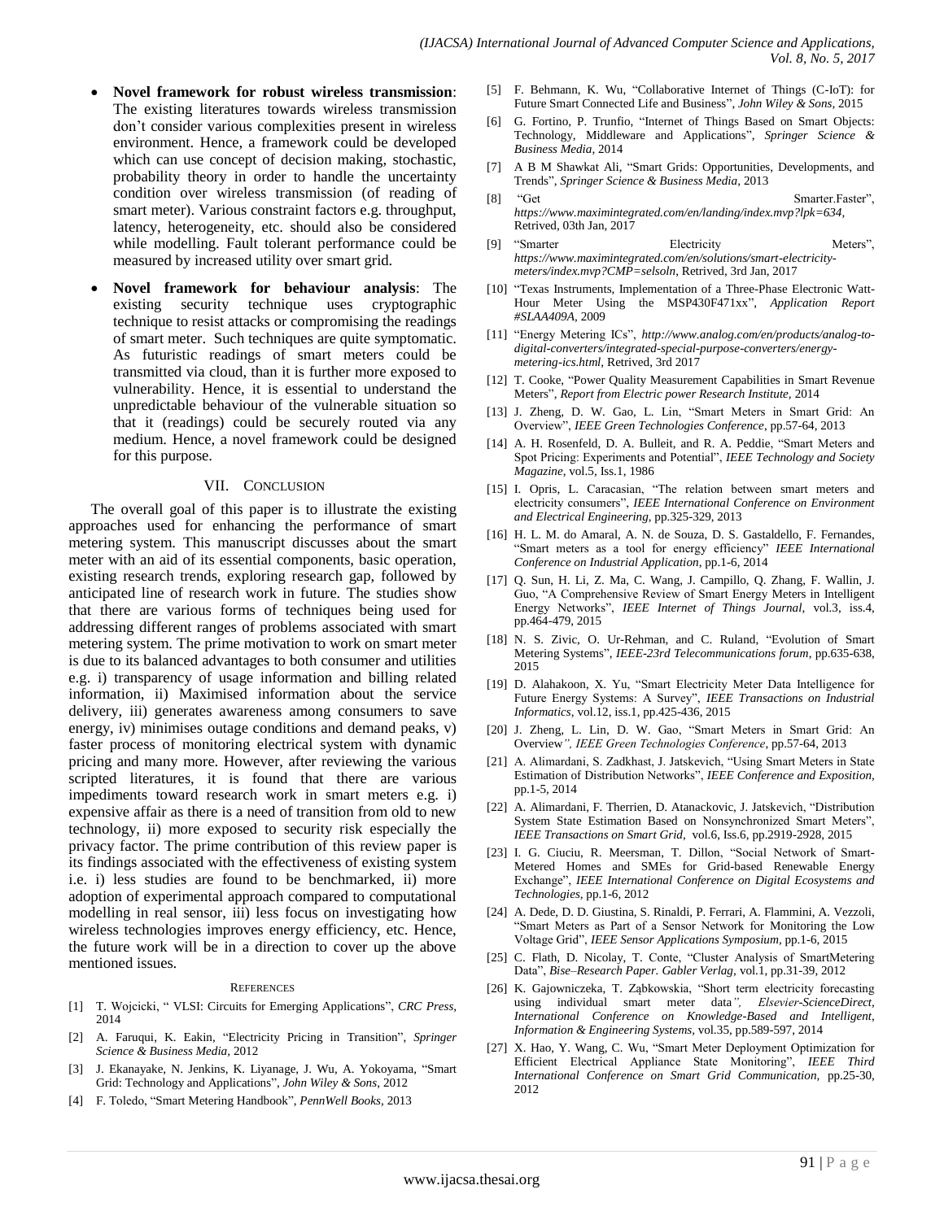- **Novel framework for robust wireless transmission**: The existing literatures towards wireless transmission don't consider various complexities present in wireless environment. Hence, a framework could be developed which can use concept of decision making, stochastic, probability theory in order to handle the uncertainty condition over wireless transmission (of reading of smart meter). Various constraint factors e.g. throughput, latency, heterogeneity, etc. should also be considered while modelling. Fault tolerant performance could be measured by increased utility over smart grid.

- **Novel framework for behaviour analysis**: The existing security technique uses cryptographic technique to resist attacks or compromising the readings of smart meter. Such techniques are quite symptomatic. As futuristic readings of smart meters could be transmitted via cloud, than it is further more exposed to vulnerability. Hence, it is essential to understand the unpredictable behaviour of the vulnerable situation so that it (readings) could be securely routed via any medium. Hence, a novel framework could be designed for this purpose.

## VII. Conclusion

The overall goal of this paper is to illustrate the existing approaches used for enhancing the performance of smart metering system. This manuscript discusses about the smart meter with an aid of its essential components, basic operation, existing research trends, exploring research gap, followed by anticipated line of research work in future. The studies show that there are various forms of techniques being used for addressing different ranges of problems associated with smart metering system. The prime motivation to work on smart meter is due to its balanced advantages to both consumer and utilities e.g. i) transparency of usage information and billing related information, ii) Maximised information about the service delivery, iii) generates awareness among consumers to save energy, iv) minimises outage conditions and demand peaks, v) faster process of monitoring electrical system with dynamic pricing and many more. However, after reviewing the various scripted literatures, it is found that there are various impediments toward research work in smart meters e.g. i) expensive affair as there is a need of transition from old to new technology, ii) more exposed to security risk especially the privacy factor. The prime contribution of this review paper is its findings associated with the effectiveness of existing system i.e. i) less studies are found to be benchmarked, ii) more adoption of experimental approach compared to computational modelling in real sensor, iii) less focus on investigating how wireless technologies improves energy efficiency, etc. Hence, the future work will be in a direction to cover up the above mentioned issues.

## References

[1] T. Wojcicki, " VLSI: Circuits for Emerging Applications", *CRC Press*, 2014

[2] A. Faruqui, K. Eakin, "Electricity Pricing in Transition", *Springer Science & Business Media*, 2012

[3] J. Ekanayake, N. Jenkins, K. Liyanage, J. Wu, A. Yokoyama, "Smart Grid: Technology and Applications", *John Wiley & Sons*, 2012

[4] F. Toledo, "Smart Metering Handbook", *PennWell Books*, 2013

[5] F. Behmann, K. Wu, "Collaborative Internet of Things (C-IoT): for Future Smart Connected Life and Business", *John Wiley & Sons*, 2015

[6] G. Fortino, P. Trunfio, "Internet of Things Based on Smart Objects: Technology, Middleware and Applications", *Springer Science & Business Media*, 2014

[7] A B M Shawkat Ali, "Smart Grids: Opportunities, Developments, and Trends", *Springer Science & Business Media*, 2013

[8] "Get Smarter.Faster", *https://www.maximintegrated.com/en/landing/index.mvp?lpk=634*, Retrived, 03th Jan, 2017

[9] "Smarter Electricity Meters", *https://www.maximintegrated.com/en/solutions/smart-electricity-meters/index.mvp?CMP=selsoln*, Retrived, 3rd Jan, 2017

[10] "Texas Instruments, Implementation of a Three-Phase Electronic Watt-Hour Meter Using the MSP430F471xx", *Application Report #SLAA409A*, 2009

[11] "Energy Metering ICs", *http://www.analog.com/en/products/analog-to-digital-converters/integrated-special-purpose-converters/energy-metering-ics.html*, Retrived, 3rd 2017

[12] T. Cooke, "Power Quality Measurement Capabilities in Smart Revenue Meters", *Report from Electric power Research Institute*, 2014

[13] J. Zheng, D. W. Gao, L. Lin, "Smart Meters in Smart Grid: An Overview", *IEEE Green Technologies Conference*, pp.57-64, 2013

[14] A. H. Rosenfeld, D. A. Bulleit, and R. A. Peddie, "Smart Meters and Spot Pricing: Experiments and Potential", *IEEE Technology and Society Magazine*, vol.5, Iss.1, 1986

[15] I. Opris, L. Caracasian, "The relation between smart meters and electricity consumers", *IEEE International Conference on Environment and Electrical Engineering*, pp.325-329, 2013

[16] H. L. M. do Amaral, A. N. de Souza, D. S. Gastaldello, F. Fernandes, "Smart meters as a tool for energy efficiency" *IEEE International Conference on Industrial Application*, pp.1-6, 2014

[17] Q. Sun, H. Li, Z. Ma, C. Wang, J. Campillo, Q. Zhang, F. Wallin, J. Guo, "A Comprehensive Review of Smart Energy Meters in Intelligent Energy Networks", *IEEE Internet of Things Journal*, vol.3, iss.4, pp.464-479, 2015

[18] N. S. Zivic, O. Ur-Rehman, and C. Ruland, "Evolution of Smart Metering Systems", *IEEE-23rd Telecommunications forum*, pp.635-638, 2015

[19] D. Alahakoon, X. Yu, "Smart Electricity Meter Data Intelligence for Future Energy Systems: A Survey", *IEEE Transactions on Industrial Informatics*, vol.12, iss.1, pp.425-436, 2015

[20] J. Zheng, L. Lin, D. W. Gao, "Smart Meters in Smart Grid: An Overview*", IEEE Green Technologies Conference*, pp.57-64, 2013

[21] A. Alimardani, S. Zadkhast, J. Jatskevich, "Using Smart Meters in State Estimation of Distribution Networks", *IEEE Conference and Exposition*, pp.1-5, 2014

[22] A. Alimardani, F. Therrien, D. Atanackovic, J. Jatskevich, "Distribution System State Estimation Based on Nonsynchronized Smart Meters", *IEEE Transactions on Smart Grid*, vol.6, Iss.6, pp.2919-2928, 2015

[23] I. G. Ciuciu, R. Meersman, T. Dillon, "Social Network of Smart-Metered Homes and SMEs for Grid-based Renewable Energy Exchange", *IEEE International Conference on Digital Ecosystems and Technologies*, pp.1-6, 2012

[24] A. Dede, D. D. Giustina, S. Rinaldi, P. Ferrari, A. Flammini, A. Vezzoli, "Smart Meters as Part of a Sensor Network for Monitoring the Low Voltage Grid", *IEEE Sensor Applications Symposium*, pp.1-6, 2015

[25] C. Flath, D. Nicolay, T. Conte, "Cluster Analysis of SmartMetering Data", *Bise–Research Paper. Gabler Verlag*, vol.1, pp.31-39, 2012

[26] K. Gajowniczeka, T. Ząbkowskia, "Short term electricity forecasting using individual smart meter data*", Elsevier-ScienceDirect, International Conference on Knowledge-Based and Intelligent, Information & Engineering Systems*, vol.35, pp.589-597, 2014

[27] X. Hao, Y. Wang, C. Wu, "Smart Meter Deployment Optimization for Efficient Electrical Appliance State Monitoring", *IEEE Third International Conference on Smart Grid Communication*, pp.25-30, 2012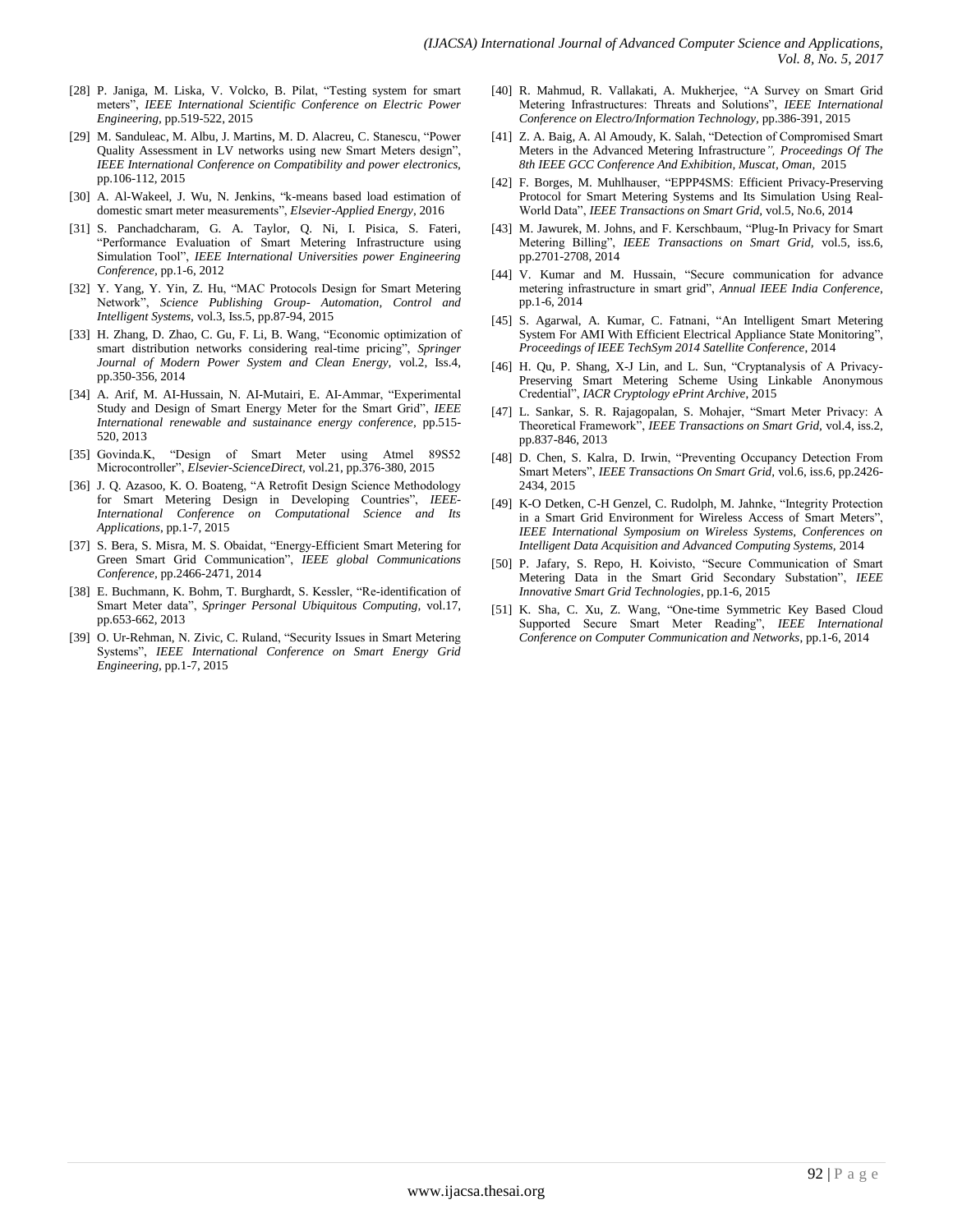[28] P. Janiga, M. Liska, V. Volcko, B. Pilat, "Testing system for smart meters", *IEEE International Scientific Conference on Electric Power Engineering*, pp.519-522, 2015

[29] M. Sanduleac, M. Albu, J. Martins, M. D. Alacreu, C. Stanescu, "Power Quality Assessment in LV networks using new Smart Meters design", *IEEE International Conference on Compatibility and power electronics*, pp.106-112, 2015

[30] A. Al-Wakeel, J. Wu, N. Jenkins, "k-means based load estimation of domestic smart meter measurements", *Elsevier-Applied Energy*, 2016

[31] S. Panchadcharam, G. A. Taylor, Q. Ni, I. Pisica, S. Fateri, "Performance Evaluation of Smart Metering Infrastructure using Simulation Tool", *IEEE International Universities power Engineering Conference*, pp.1-6, 2012

[32] Y. Yang, Y. Yin, Z. Hu, "MAC Protocols Design for Smart Metering Network", *Science Publishing Group- Automation, Control and Intelligent Systems*, vol.3, Iss.5, pp.87-94, 2015

[33] H. Zhang, D. Zhao, C. Gu, F. Li, B. Wang, "Economic optimization of smart distribution networks considering real-time pricing", *Springer Journal of Modern Power System and Clean Energy*, vol.2, Iss.4, pp.350-356, 2014

[34] A. Arif, M. AI-Hussain, N. AI-Mutairi, E. AI-Ammar, "Experimental Study and Design of Smart Energy Meter for the Smart Grid", *IEEE International renewable and sustainance energy conference*, pp.515-520, 2013

[35] Govinda.K, "Design of Smart Meter using Atmel 89S52 Microcontroller", *Elsevier-ScienceDirect*, vol.21, pp.376-380, 2015

[36] J. Q. Azasoo, K. O. Boateng, "A Retrofit Design Science Methodology for Smart Metering Design in Developing Countries", *IEEE-International Conference on Computational Science and Its Applications*, pp.1-7, 2015

[37] S. Bera, S. Misra, M. S. Obaidat, "Energy-Efficient Smart Metering for Green Smart Grid Communication", *IEEE global Communications Conference*, pp.2466-2471, 2014

[38] E. Buchmann, K. Bohm, T. Burghardt, S. Kessler, "Re-identification of Smart Meter data", *Springer Personal Ubiquitous Computing*, vol.17, pp.653-662, 2013

[39] O. Ur-Rehman, N. Zivic, C. Ruland, "Security Issues in Smart Metering Systems", *IEEE International Conference on Smart Energy Grid Engineering*, pp.1-7, 2015

[40] R. Mahmud, R. Vallakati, A. Mukherjee, "A Survey on Smart Grid Metering Infrastructures: Threats and Solutions", *IEEE International Conference on Electro/Information Technology*, pp.386-391, 2015

[41] Z. A. Baig, A. Al Amoudy, K. Salah, "Detection of Compromised Smart Meters in the Advanced Metering Infrastructure*", Proceedings Of The 8th IEEE GCC Conference And Exhibition, Muscat, Oman*, 2015

[42] F. Borges, M. Muhlhauser, "EPPP4SMS: Efficient Privacy-Preserving Protocol for Smart Metering Systems and Its Simulation Using Real-World Data", *IEEE Transactions on Smart Grid*, vol.5, No.6, 2014

[43] M. Jawurek, M. Johns, and F. Kerschbaum, "Plug-In Privacy for Smart Metering Billing", *IEEE Transactions on Smart Grid*, vol.5, iss.6, pp.2701-2708, 2014

[44] V. Kumar and M. Hussain, "Secure communication for advance metering infrastructure in smart grid", *Annual IEEE India Conference*, pp.1-6, 2014

[45] S. Agarwal, A. Kumar, C. Fatnani, "An Intelligent Smart Metering System For AMI With Efficient Electrical Appliance State Monitoring", *Proceedings of IEEE TechSym 2014 Satellite Conference*, 2014

[46] H. Qu, P. Shang, X-J Lin, and L. Sun, "Cryptanalysis of A Privacy-Preserving Smart Metering Scheme Using Linkable Anonymous Credential", *IACR Cryptology ePrint Archive*, 2015

[47] L. Sankar, S. R. Rajagopalan, S. Mohajer, "Smart Meter Privacy: A Theoretical Framework", *IEEE Transactions on Smart Grid*, vol.4, iss.2, pp.837-846, 2013

[48] D. Chen, S. Kalra, D. Irwin, "Preventing Occupancy Detection From Smart Meters", *IEEE Transactions On Smart Grid*, vol.6, iss.6, pp.2426-2434, 2015

[49] K-O Detken, C-H Genzel, C. Rudolph, M. Jahnke, "Integrity Protection in a Smart Grid Environment for Wireless Access of Smart Meters", *IEEE International Symposium on Wireless Systems, Conferences on Intelligent Data Acquisition and Advanced Computing Systems,* 2014

[50] P. Jafary, S. Repo, H. Koivisto, "Secure Communication of Smart Metering Data in the Smart Grid Secondary Substation", *IEEE Innovative Smart Grid Technologies*, pp.1-6, 2015

[51] K. Sha, C. Xu, Z. Wang, "One-time Symmetric Key Based Cloud Supported Secure Smart Meter Reading", *IEEE International Conference on Computer Communication and Networks*, pp.1-6, 2014